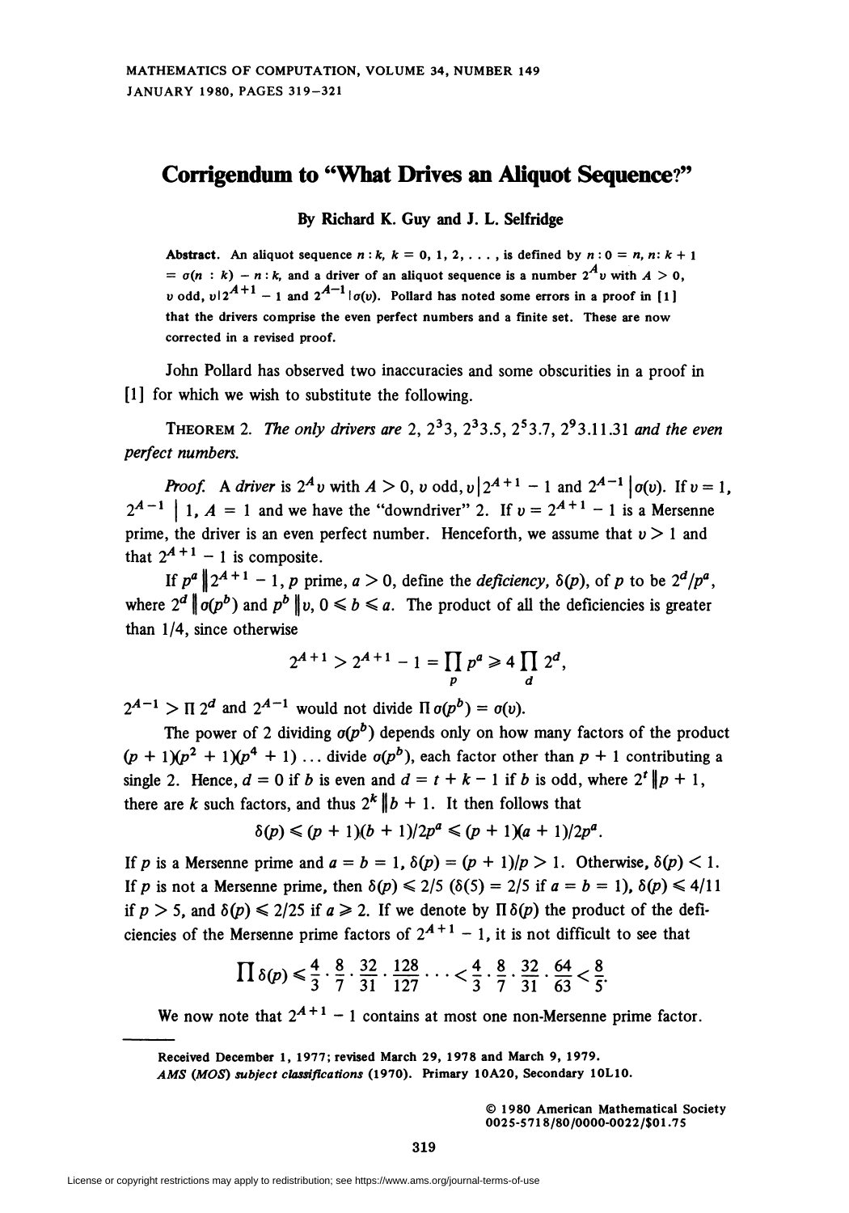# Corrigendum to "What Drives an Aliquot Sequence?"

**By Richard K. Guy and J. L. Selfridge**

**Abstract.** An aliquot sequence $n : k$, $k = 0, 1, 2, \ldots$, is defined by $n : 0 = n$, $n : k + 1 = \sigma(n : k) - n : k$, and a driver of an aliquot sequence is a number $2^A v$ with $A > 0$, $v$ odd, $v | 2^{A+1} - 1$ and $2^{A-1} | \sigma(v)$. Pollard has noted some errors in a proof in [1] that the drivers comprise the even perfect numbers and a finite set. These are now corrected in a revised proof.

John Pollard has observed two inaccuracies and some obscurities in a proof in [1] for which we wish to substitute the following.

THEOREM 2. *The only drivers are* $2$, $2^3 3$, $2^3 3.5$, $2^5 3.7$, $2^9 3.11.31$ *and the even perfect numbers.*

*Proof.* A *driver* is $2^A v$ with $A > 0$, $v$ odd, $v | 2^{A+1} - 1$ and $2^{A-1} | \sigma(v)$. If $v = 1$, $2^{A-1} | 1$, $A = 1$ and we have the "downdriver" 2. If $v = 2^{A+1} - 1$ is a Mersenne prime, the driver is an even perfect number. Henceforth, we assume that $v > 1$ and that $2^{A+1} - 1$ is composite.

If $p^a \| 2^{A+1} - 1$, $p$ prime, $a > 0$, define the *deficiency*, $\delta(p)$, of $p$ to be $2^d/p^a$, where $2^d \| \sigma(p^b)$ and $p^b \| v$, $0 \leq b \leq a$. The product of all the deficiencies is greater than $1/4$, since otherwise

$$2^{A+1} > 2^{A+1} - 1 = \prod_p p^a \geq 4 \prod_d 2^d,$$

$2^{A-1} > \Pi\, 2^d$ and $2^{A-1}$ would not divide $\Pi\, \sigma(p^b) = \sigma(v)$.

The power of 2 dividing $\sigma(p^b)$ depends only on how many factors of the product $(p + 1)(p^2 + 1)(p^4 + 1) \ldots$ divide $\sigma(p^b)$, each factor other than $p + 1$ contributing a single 2. Hence, $d = 0$ if $b$ is even and $d = t + k - 1$ if $b$ is odd, where $2^t \| p + 1$, there are $k$ such factors, and thus $2^k \| b + 1$. It then follows that

$$\delta(p) \leq (p + 1)(b + 1)/2p^a \leq (p + 1)(a + 1)/2p^a.$$

If $p$ is a Mersenne prime and $a = b = 1$, $\delta(p) = (p + 1)/p > 1$. Otherwise, $\delta(p) < 1$. If $p$ is not a Mersenne prime, then $\delta(p) \leq 2/5$ ($\delta(5) = 2/5$ if $a = b = 1$), $\delta(p) \leq 4/11$ if $p > 5$, and $\delta(p) \leq 2/25$ if $a \geq 2$. If we denote by $\Pi\, \delta(p)$ the product of the deficiencies of the Mersenne prime factors of $2^{A+1} - 1$, it is not difficult to see that

$$\prod \delta(p) \leq \frac{4}{3} \cdot \frac{8}{7} \cdot \frac{32}{31} \cdot \frac{128}{127} \cdots < \frac{4}{3} \cdot \frac{8}{7} \cdot \frac{32}{31} \cdot \frac{64}{63} < \frac{8}{5}.$$

We now note that $2^{A+1} - 1$ contains at most one non-Mersenne prime factor.

---

Received December 1, 1977; revised March 29, 1978 and March 9, 1979.

*AMS (MOS) subject classifications* (1970). Primary 10A20, Secondary 10L10.

© 1980 American Mathematical Society
0025-5718/80/0000-0022/$01.75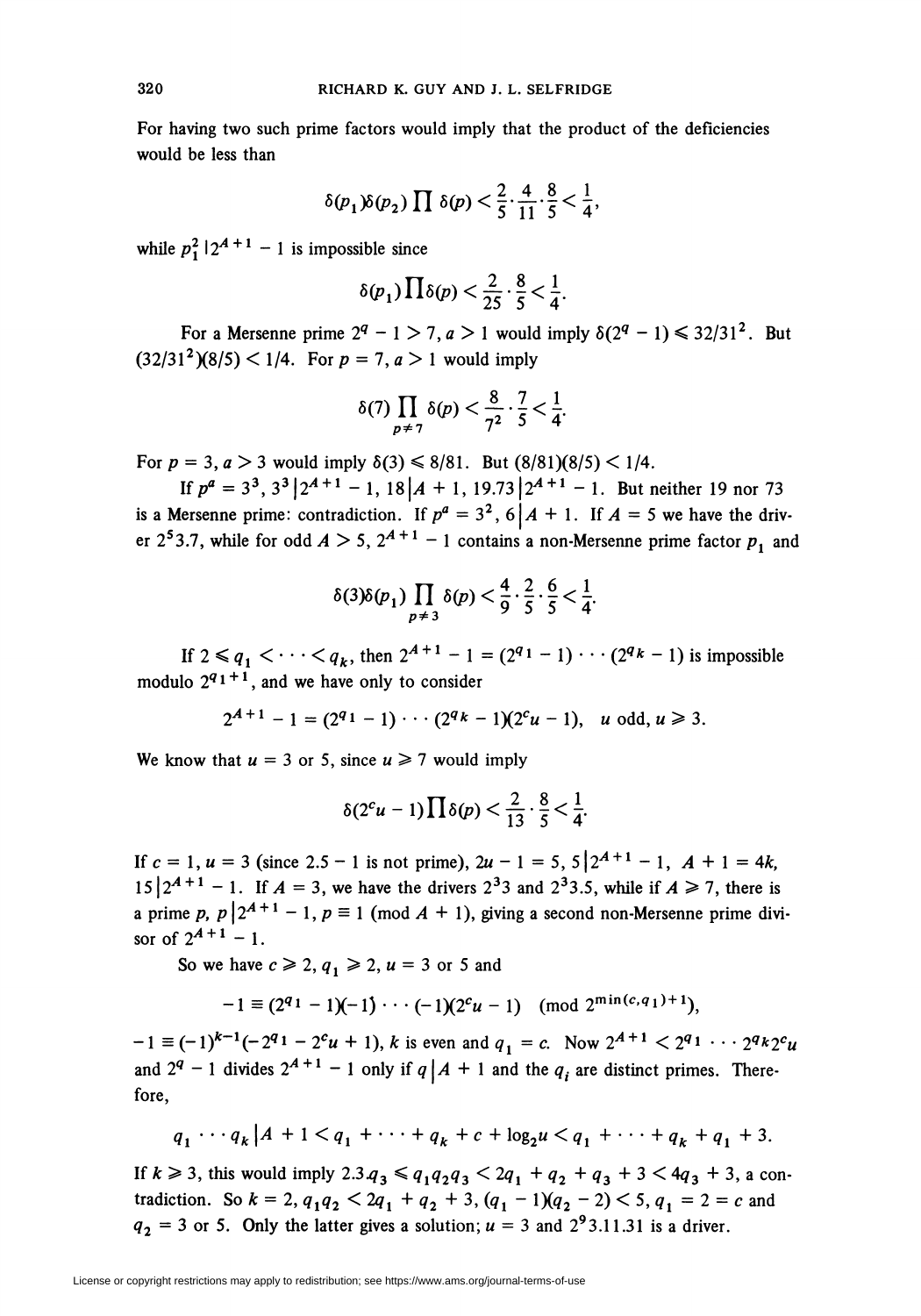For having two such prime factors would imply that the product of the deficiencies would be less than

$$\delta(p_1)\delta(p_2)\prod \delta(p) < \frac{2}{5}\cdot\frac{4}{11}\cdot\frac{8}{5} < \frac{1}{4},$$

while $p_1^2 \mid 2^{A+1} - 1$ is impossible since

$$\delta(p_1)\prod\delta(p) < \frac{2}{25}\cdot\frac{8}{5} < \frac{1}{4}.$$

For a Mersenne prime $2^q - 1 > 7$, $a > 1$ would imply $\delta(2^q - 1) \leqslant 32/31^2$. But $(32/31^2)(8/5) < 1/4$. For $p = 7$, $a > 1$ would imply

$$\delta(7)\prod_{p \neq 7} \delta(p) < \frac{8}{7^2}\cdot\frac{7}{5} < \frac{1}{4}.$$

For $p = 3$, $a > 3$ would imply $\delta(3) \leqslant 8/81$. But $(8/81)(8/5) < 1/4$.

If $p^a = 3^3$, $3^3 \mid 2^{A+1} - 1$, $18 \mid A + 1$, $19.73 \mid 2^{A+1} - 1$. But neither 19 nor 73 is a Mersenne prime: contradiction. If $p^a = 3^2$, $6 \mid A + 1$. If $A = 5$ we have the driver $2^5 3.7$, while for odd $A > 5$, $2^{A+1} - 1$ contains a non-Mersenne prime factor $p_1$ and

$$\delta(3)\delta(p_1)\prod_{p \neq 3} \delta(p) < \frac{4}{9}\cdot\frac{2}{5}\cdot\frac{6}{5} < \frac{1}{4}.$$

If $2 \leqslant q_1 < \cdots < q_k$, then $2^{A+1} - 1 = (2^{q_1} - 1)\cdots(2^{q_k} - 1)$ is impossible modulo $2^{q_1+1}$, and we have only to consider

$$2^{A+1} - 1 = (2^{q_1} - 1)\cdots(2^{q_k} - 1)(2^c u - 1), \quad u \text{ odd}, u \geqslant 3.$$

We know that $u = 3$ or $5$, since $u \geqslant 7$ would imply

$$\delta(2^c u - 1)\prod\delta(p) < \frac{2}{13}\cdot\frac{8}{5} < \frac{1}{4}.$$

If $c = 1$, $u = 3$ (since $2.5 - 1$ is not prime), $2u - 1 = 5$, $5 \mid 2^{A+1} - 1$, $A + 1 = 4k$, $15 \mid 2^{A+1} - 1$. If $A = 3$, we have the drivers $2^3 3$ and $2^3 3.5$, while if $A \geqslant 7$, there is a prime $p$, $p \mid 2^{A+1} - 1$, $p \equiv 1 \pmod{A + 1}$, giving a second non-Mersenne prime divisor of $2^{A+1} - 1$.

So we have $c \geqslant 2$, $q_1 \geqslant 2$, $u = 3$ or $5$ and

$$-1 \equiv (2^{q_1} - 1)(-1)\cdots(-1)(2^c u - 1) \pmod{2^{\min(c, q_1)+1}},$$

$-1 \equiv (-1)^{k-1}(-2^{q_1} - 2^c u + 1)$, $k$ is even and $q_1 = c$. Now $2^{A+1} < 2^{q_1}\cdots 2^{q_k}2^c u$ and $2^q - 1$ divides $2^{A+1} - 1$ only if $q \mid A + 1$ and the $q_i$ are distinct primes. Therefore,

$$q_1 \cdots q_k \mid A + 1 < q_1 + \cdots + q_k + c + \log_2 u < q_1 + \cdots + q_k + q_1 + 3.$$

If $k \geqslant 3$, this would imply $2.3.q_3 \leqslant q_1 q_2 q_3 < 2q_1 + q_2 + q_3 + 3 < 4q_3 + 3$, a contradiction. So $k = 2$, $q_1 q_2 < 2q_1 + q_2 + 3$, $(q_1 - 1)(q_2 - 2) < 5$, $q_1 = 2 = c$ and $q_2 = 3$ or $5$. Only the latter gives a solution; $u = 3$ and $2^9 3.11.31$ is a driver.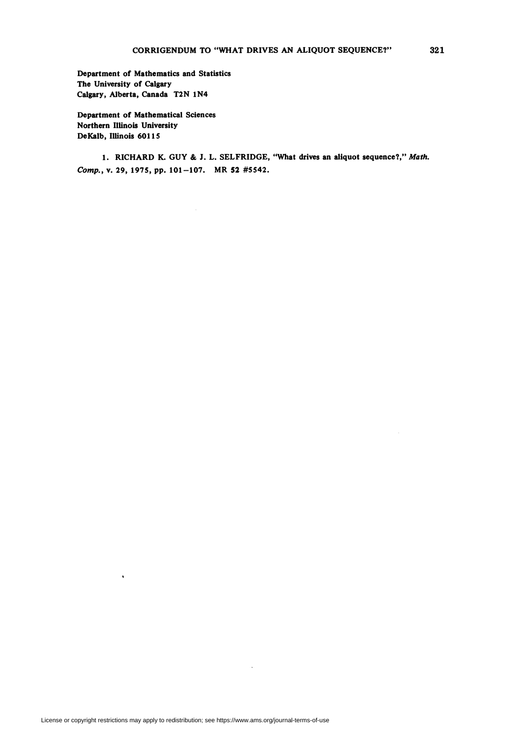Department of Mathematics and Statistics
The University of Calgary
Calgary, Alberta, Canada T2N 1N4

Department of Mathematical Sciences
Northern Illinois University
DeKalb, Illinois 60115

1. RICHARD K. GUY & J. L. SELFRIDGE, "What drives an aliquot sequence?," *Math. Comp.*, v. 29, 1975, pp. 101–107. MR **52** #5542.